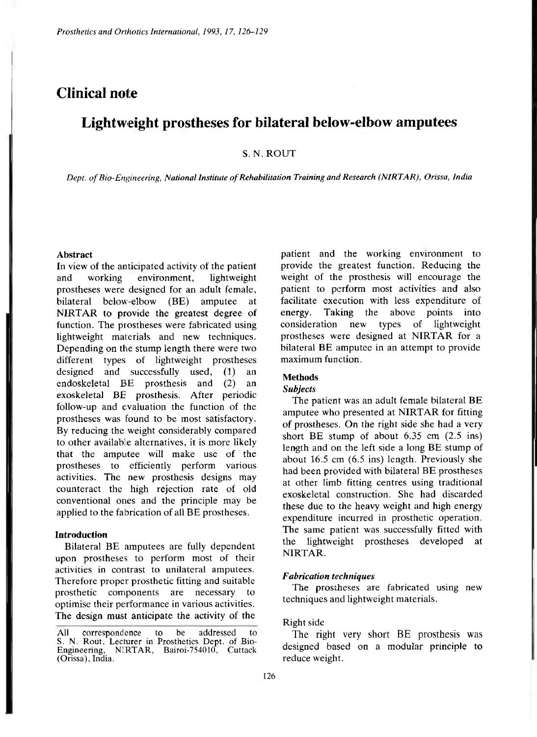## Clinical note

# Lightweight prostheses for bilateral below-elbow amputees

S. N. ROUT

*Dept. of Bio-Engineering, National Institute of Rehabilitation Training and Research (NIRTAR), Orissa, India*

### Abstract

In view of the anticipated activity of the patient and working environment, lightweight prostheses were designed for an adult female, bilateral below-elbow (BE) amputee at NIRTAR to provide the greatest degree of function. The prostheses were fabricated using lightweight materials and new techniques. Depending on the stump length there were two different types of lightweight prostheses designed and successfully used, (1) an endoskeletal BE prosthesis and (2) an exoskeletal BE prosthesis. After periodic follow-up and evaluation the function of the prostheses was found to be most satisfactory. By reducing the weight considerably compared to other available alternatives, it is more likely that the amputee will make use of the prostheses to efficiently perform various activities. The new prosthesis designs may counteract the high rejection rate of old conventional ones and the principle may be applied to the fabrication of all BE prostheses.

### Introduction

Bilateral BE amputees are fully dependent upon prostheses to perform most of their activities in contrast to unilateral amputees. Therefore proper prosthetic fitting and suitable prosthetic components are necessary to optimise their performance in various activities. The design must anticipate the activity of the patient and the working environment to provide the greatest function. Reducing the weight of the prosthesis will encourage the patient to perform most activities and also facilitate execution with less expenditure of energy. Taking the above points into consideration new types of lightweight prostheses were designed at NIRTAR for a bilateral BE amputee in an attempt to provide maximum function.

All correspondence to be addressed to S. N. Rout, Lecturer in Prosthetics Dept. of Bio-Engineering, NIRTAR, Bairoi-754010, Cuttack (Orissa), India.

### Methods

#### *Subjects*

The patient was an adult female bilateral BE amputee who presented at NIRTAR for fitting of prostheses. On the right side she had a very short BE stump of about 6.35 cm (2.5 ins) length and on the left side a long BE stump of about 16.5 cm (6.5 ins) length. Previously she had been provided with bilateral BE prostheses at other limb fitting centres using traditional exoskeletal construction. She had discarded these due to the heavy weight and high energy expenditure incurred in prosthetic operation. The same patient was successfully fitted with the lightweight prostheses developed at NIRTAR.

#### *Fabrication techniques*

The prostheses are fabricated using new techniques and lightweight materials.

Right side

The right very short BE prosthesis was designed based on a modular principle to reduce weight.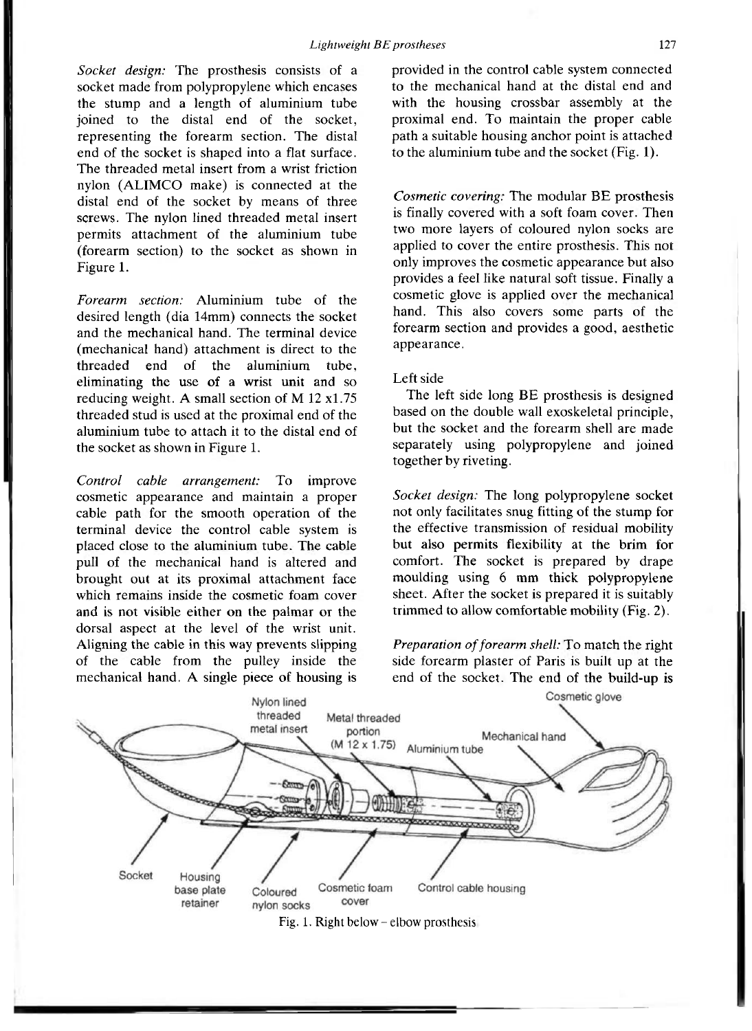*Socket design:* The prosthesis consists of a socket made from polypropylene which encases the stump and a length of aluminium tube joined to the distal end of the socket, representing the forearm section. The distal end of the socket is shaped into a flat surface. The threaded metal insert from a wrist friction nylon (ALIMCO make) is connected at the distal end of the socket by means of three screws. The nylon lined threaded metal insert permits attachment of the aluminium tube (forearm section) to the socket as shown in Figure 1.

*Forearm section:* Aluminium tube of the desired length (dia 14mm) connects the socket and the mechanical hand. The terminal device (mechanical hand) attachment is direct to the threaded end of the aluminium tube, eliminating the use of a wrist unit and so reducing weight. A small section of M 12 x1.75 threaded stud is used at the proximal end of the aluminium tube to attach it to the distal end of the socket as shown in Figure 1.

*Control cable arrangement:* To improve cosmetic appearance and maintain a proper cable path for the smooth operation of the terminal device the control cable system is placed close to the aluminium tube. The cable pull of the mechanical hand is altered and brought out at its proximal attachment face which remains inside the cosmetic foam cover and is not visible either on the palmar or the dorsal aspect at the level of the wrist unit. Aligning the cable in this way prevents slipping of the cable from the pulley inside the mechanical hand. A single piece of housing is provided in the control cable system connected to the mechanical hand at the distal end and with the housing crossbar assembly at the proximal end. To maintain the proper cable path a suitable housing anchor point is attached to the aluminium tube and the socket (Fig. 1).

*Cosmetic covering:* The modular BE prosthesis is finally covered with a soft foam cover. Then two more layers of coloured nylon socks are applied to cover the entire prosthesis. This not only improves the cosmetic appearance but also provides a feel like natural soft tissue. Finally a cosmetic glove is applied over the mechanical hand. This also covers some parts of the forearm section and provides a good, aesthetic appearance.

Left side

The left side long BE prosthesis is designed based on the double wall exoskeletal principle, but the socket and the forearm shell are made separately using polypropylene and joined together by riveting.

*Socket design:* The long polypropylene socket not only facilitates snug fitting of the stump for the effective transmission of residual mobility but also permits flexibility at the brim for comfort. The socket is prepared by drape moulding using 6 mm thick polypropylene sheet. After the socket is prepared it is suitably trimmed to allow comfortable mobility (Fig. 2).

*Preparation of forearm shell:* To match the right side forearm plaster of Paris is built up at the end of the socket. The end of the build-up is

Fig. 1. Right below – elbow prosthesis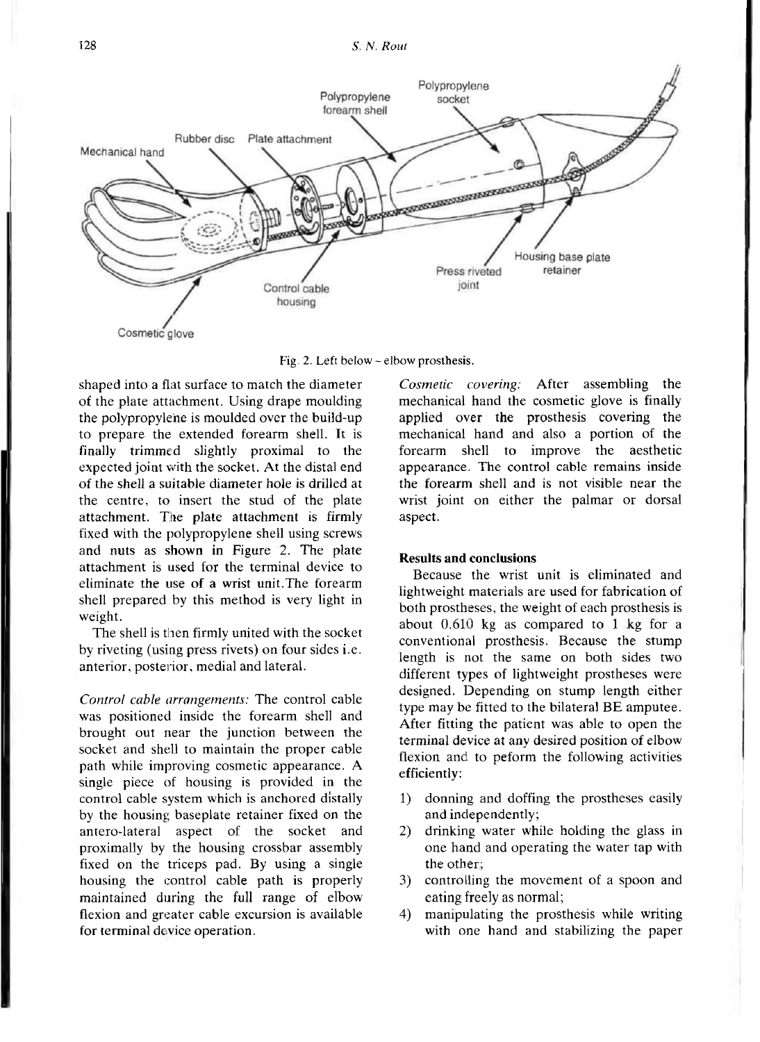Fig. 2. Left below – elbow prosthesis.

shaped into a flat surface to match the diameter of the plate attachment. Using drape moulding the polypropylene is moulded over the build-up to prepare the extended forearm shell. It is finally trimmed slightly proximal to the expected joint with the socket. At the distal end of the shell a suitable diameter hole is drilled at the centre, to insert the stud of the plate attachment. The plate attachment is firmly fixed with the polypropylene shell using screws and nuts as shown in Figure 2. The plate attachment is used for the terminal device to eliminate the use of a wrist unit.The forearm shell prepared by this method is very light in weight.

The shell is then firmly united with the socket by riveting (using press rivets) on four sides i.e. anterior, posterior, medial and lateral.

*Control cable arrangements:* The control cable was positioned inside the forearm shell and brought out near the junction between the socket and shell to maintain the proper cable path while improving cosmetic appearance. A single piece of housing is provided in the control cable system which is anchored distally by the housing baseplate retainer fixed on the antero-lateral aspect of the socket and proximally by the housing crossbar assembly fixed on the triceps pad. By using a single housing the control cable path is properly maintained during the full range of elbow flexion and greater cable excursion is available for terminal device operation.

*Cosmetic covering:* After assembling the mechanical hand the cosmetic glove is finally applied over the prosthesis covering the mechanical hand and also a portion of the forearm shell to improve the aesthetic appearance. The control cable remains inside the forearm shell and is not visible near the wrist joint on either the palmar or dorsal aspect.

**Results and conclusions**

Because the wrist unit is eliminated and lightweight materials are used for fabrication of both prostheses, the weight of each prosthesis is about 0.610 kg as compared to 1 kg for a conventional prosthesis. Because the stump length is not the same on both sides two different types of lightweight prostheses were designed. Depending on stump length either type may be fitted to the bilateral BE amputee. After fitting the patient was able to open the terminal device at any desired position of elbow flexion and to peform the following activities efficiently:

1) donning and doffing the prostheses easily and independently;
2) drinking water while holding the glass in one hand and operating the water tap with the other;
3) controlling the movement of a spoon and eating freely as normal;
4) manipulating the prosthesis while writing with one hand and stabilizing the paper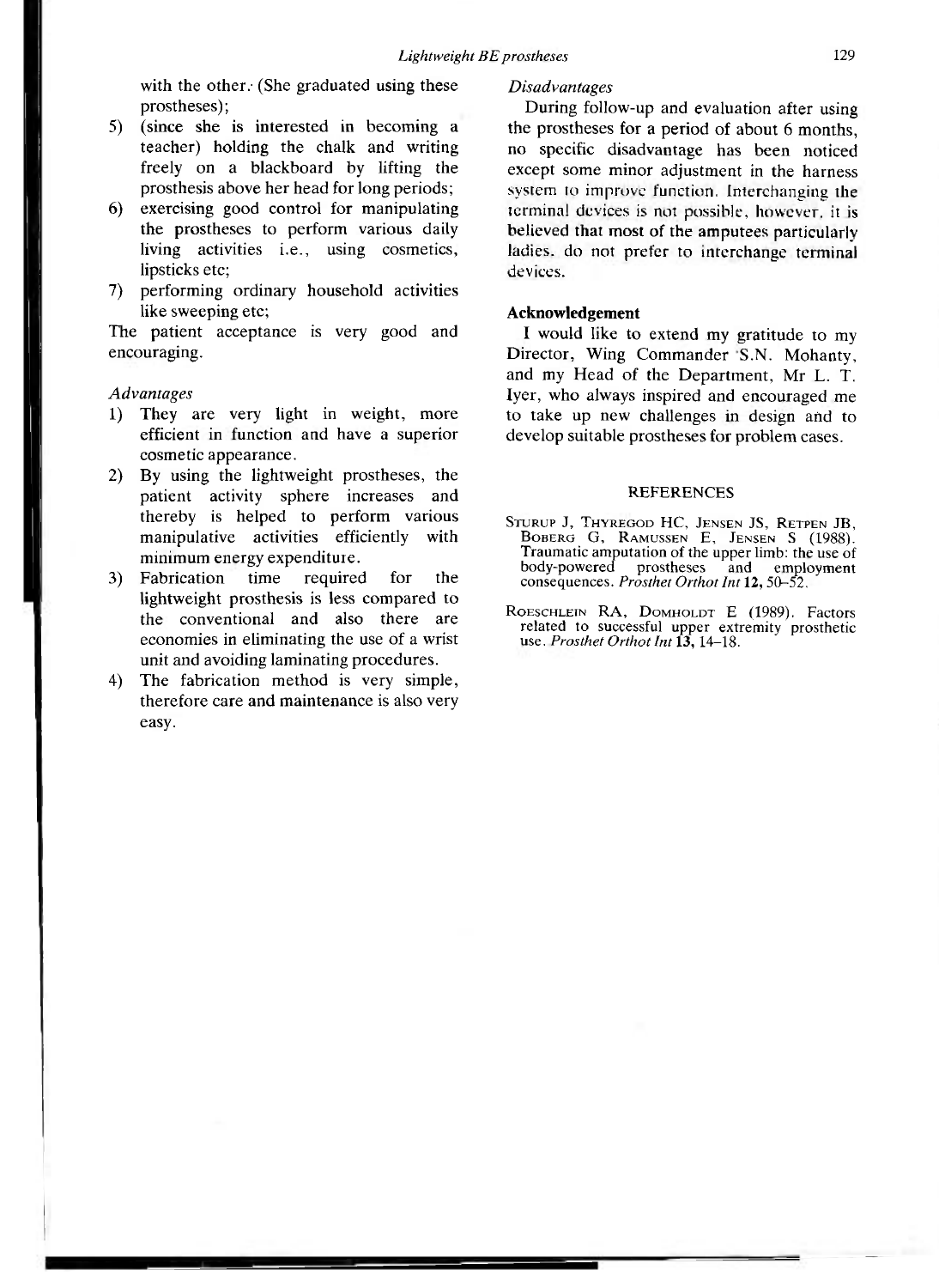with the other. (She graduated using these prostheses);

5) (since she is interested in becoming a teacher) holding the chalk and writing freely on a blackboard by lifting the prosthesis above her head for long periods;
6) exercising good control for manipulating the prostheses to perform various daily living activities i.e., using cosmetics, lipsticks etc;
7) performing ordinary household activities like sweeping etc;

The patient acceptance is very good and encouraging.

*Advantages*

1) They are very light in weight, more efficient in function and have a superior cosmetic appearance.
2) By using the lightweight prostheses, the patient activity sphere increases and thereby is helped to perform various manipulative activities efficiently with minimum energy expenditure.
3) Fabrication time required for the lightweight prosthesis is less compared to the conventional and also there are economies in eliminating the use of a wrist unit and avoiding laminating procedures.
4) The fabrication method is very simple, therefore care and maintenance is also very easy.

*Disadvantages*

During follow-up and evaluation after using the prostheses for a period of about 6 months, no specific disadvantage has been noticed except some minor adjustment in the harness system to improve function. Interchanging the terminal devices is not possible, however, it is believed that most of the amputees particularly ladies, do not prefer to interchange terminal devices.

## Acknowledgement

I would like to extend my gratitude to my Director, Wing Commander S.N. Mohanty, and my Head of the Department, Mr L. T. Iyer, who always inspired and encouraged me to take up new challenges in design and to develop suitable prostheses for problem cases.

## REFERENCES

Sturup J, Thyregod HC, Jensen JS, Retpen JB, Boberg G, Ramussen E, Jensen S (1988). Traumatic amputation of the upper limb: the use of body-powered prostheses and employment consequences. *Prosthet Orthot Int* **12**, 50–52.

Roeschlein RA, Domholdt E (1989). Factors related to successful upper extremity prosthetic use. *Prosthet Orthot Int* **13**, 14–18.